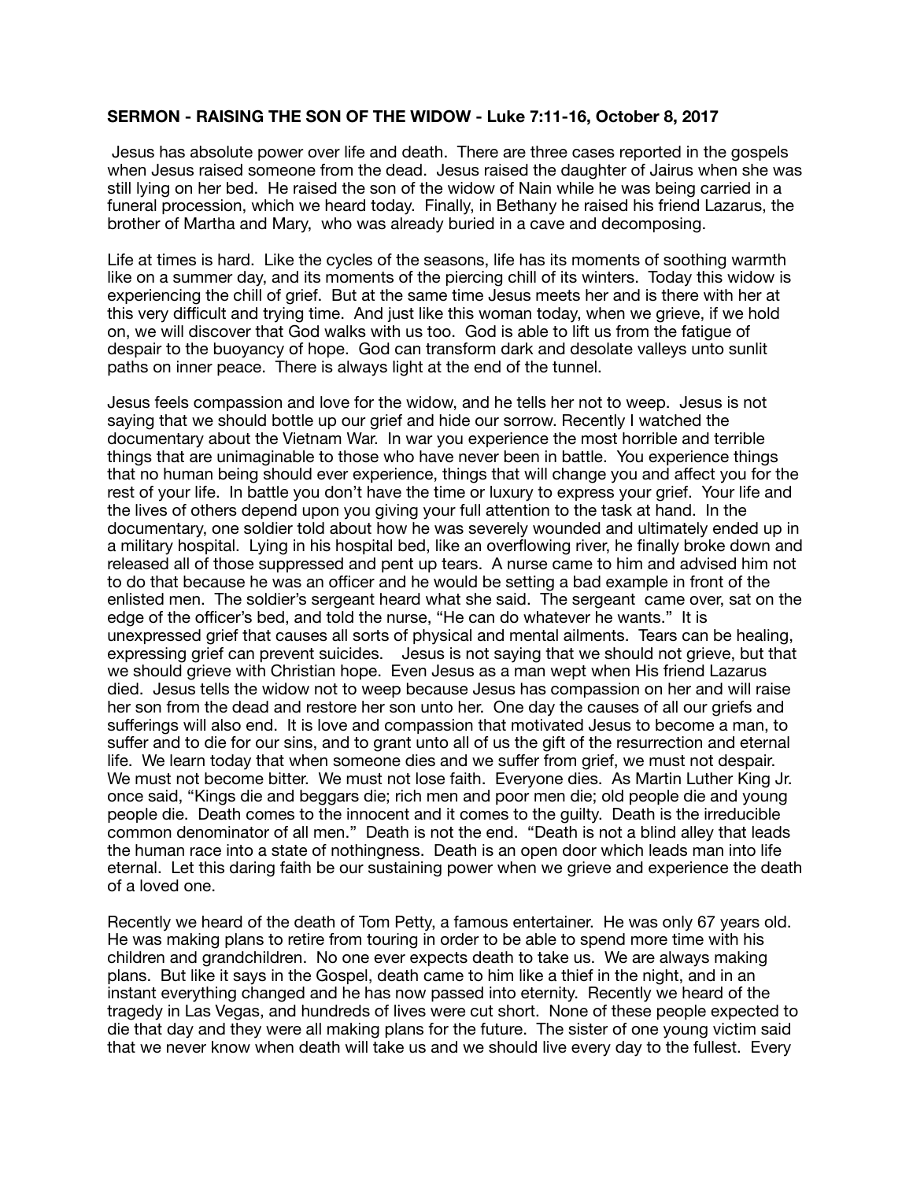**SERMON - RAISING THE SON OF THE WIDOW - Luke 7:11-16, October 8, 2017**

Jesus has absolute power over life and death. There are three cases reported in the gospels when Jesus raised someone from the dead. Jesus raised the daughter of Jairus when she was still lying on her bed. He raised the son of the widow of Nain while he was being carried in a funeral procession, which we heard today. Finally, in Bethany he raised his friend Lazarus, the brother of Martha and Mary, who was already buried in a cave and decomposing.

Life at times is hard. Like the cycles of the seasons, life has its moments of soothing warmth like on a summer day, and its moments of the piercing chill of its winters. Today this widow is experiencing the chill of grief. But at the same time Jesus meets her and is there with her at this very difficult and trying time. And just like this woman today, when we grieve, if we hold on, we will discover that God walks with us too. God is able to lift us from the fatigue of despair to the buoyancy of hope. God can transform dark and desolate valleys unto sunlit paths on inner peace. There is always light at the end of the tunnel.

Jesus feels compassion and love for the widow, and he tells her not to weep. Jesus is not saying that we should bottle up our grief and hide our sorrow. Recently I watched the documentary about the Vietnam War. In war you experience the most horrible and terrible things that are unimaginable to those who have never been in battle. You experience things that no human being should ever experience, things that will change you and affect you for the rest of your life. In battle you don't have the time or luxury to express your grief. Your life and the lives of others depend upon you giving your full attention to the task at hand. In the documentary, one soldier told about how he was severely wounded and ultimately ended up in a military hospital. Lying in his hospital bed, like an overflowing river, he finally broke down and released all of those suppressed and pent up tears. A nurse came to him and advised him not to do that because he was an officer and he would be setting a bad example in front of the enlisted men. The soldier's sergeant heard what she said. The sergeant came over, sat on the edge of the officer's bed, and told the nurse, "He can do whatever he wants." It is unexpressed grief that causes all sorts of physical and mental ailments. Tears can be healing, expressing grief can prevent suicides. Jesus is not saying that we should not grieve, but that we should grieve with Christian hope. Even Jesus as a man wept when His friend Lazarus died. Jesus tells the widow not to weep because Jesus has compassion on her and will raise her son from the dead and restore her son unto her. One day the causes of all our griefs and sufferings will also end. It is love and compassion that motivated Jesus to become a man, to suffer and to die for our sins, and to grant unto all of us the gift of the resurrection and eternal life. We learn today that when someone dies and we suffer from grief, we must not despair. We must not become bitter. We must not lose faith. Everyone dies. As Martin Luther King Jr. once said, "Kings die and beggars die; rich men and poor men die; old people die and young people die. Death comes to the innocent and it comes to the guilty. Death is the irreducible common denominator of all men." Death is not the end. "Death is not a blind alley that leads the human race into a state of nothingness. Death is an open door which leads man into life eternal. Let this daring faith be our sustaining power when we grieve and experience the death of a loved one.

Recently we heard of the death of Tom Petty, a famous entertainer. He was only 67 years old. He was making plans to retire from touring in order to be able to spend more time with his children and grandchildren. No one ever expects death to take us. We are always making plans. But like it says in the Gospel, death came to him like a thief in the night, and in an instant everything changed and he has now passed into eternity. Recently we heard of the tragedy in Las Vegas, and hundreds of lives were cut short. None of these people expected to die that day and they were all making plans for the future. The sister of one young victim said that we never know when death will take us and we should live every day to the fullest. Every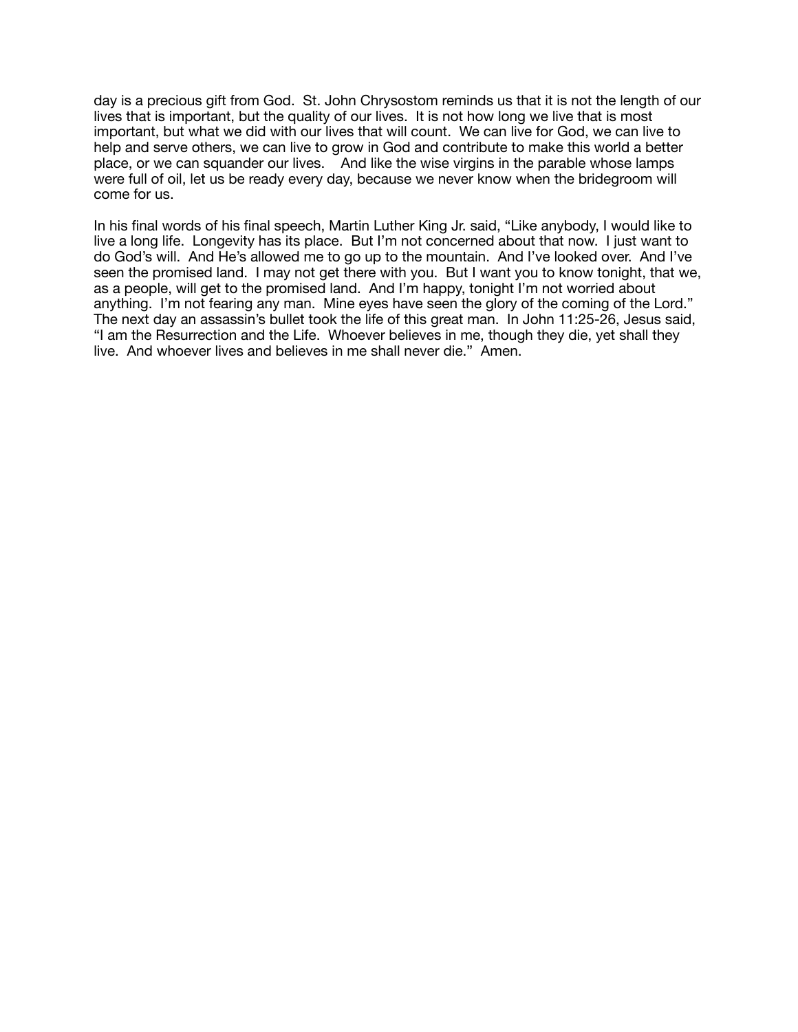day is a precious gift from God. St. John Chrysostom reminds us that it is not the length of our lives that is important, but the quality of our lives. It is not how long we live that is most important, but what we did with our lives that will count. We can live for God, we can live to help and serve others, we can live to grow in God and contribute to make this world a better place, or we can squander our lives. And like the wise virgins in the parable whose lamps were full of oil, let us be ready every day, because we never know when the bridegroom will come for us.

In his final words of his final speech, Martin Luther King Jr. said, “Like anybody, I would like to live a long life. Longevity has its place. But I’m not concerned about that now. I just want to do God’s will. And He’s allowed me to go up to the mountain. And I’ve looked over. And I’ve seen the promised land. I may not get there with you. But I want you to know tonight, that we, as a people, will get to the promised land. And I’m happy, tonight I’m not worried about anything. I’m not fearing any man. Mine eyes have seen the glory of the coming of the Lord.” The next day an assassin’s bullet took the life of this great man. In John 11:25-26, Jesus said, “I am the Resurrection and the Life. Whoever believes in me, though they die, yet shall they live. And whoever lives and believes in me shall never die.” Amen.